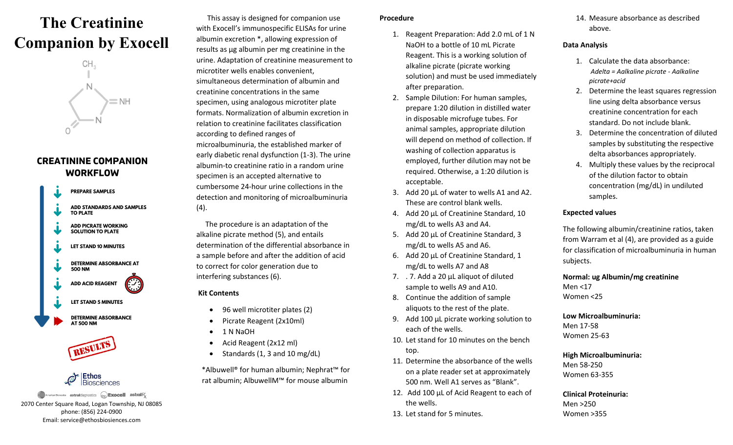# The Creatinine Companion by Exocell

## CREATININE COMPANION WORKFLOW

- PREPARE SAMPLES
- ADD STANDARDS AND SAMPLES TO PLATE
- ADD PICRATE WORKING SOLUTION TO PLATE
- LET STAND 10 MINUTES
- DETERMINE ABSORBANCE AT 500 NM
- ADD ACID REAGENT
- LET STAND 5 MINUTES
- DETERMINE ABSORBANCE AT 500 NM

RESULTS

Ethos Biosciences

2070 Center Square Road, Logan Township, NJ 08085
phone: (856) 224-0900
Email: service@ethosbiosciences.com

This assay is designed for companion use with Exocell's immunospecific ELISAs for urine albumin excretion *, allowing expression of results as µg albumin per mg creatinine in the urine. Adaptation of creatinine measurement to microtiter wells enables convenient, simultaneous determination of albumin and creatinine concentrations in the same specimen, using analogous microtiter plate formats. Normalization of albumin excretion in relation to creatinine facilitates classification according to defined ranges of microalbuminuria, the established marker of early diabetic renal dysfunction (1-3). The urine albumin-to creatinine ratio in a random urine specimen is an accepted alternative to cumbersome 24-hour urine collections in the detection and monitoring of microalbuminuria (4).

The procedure is an adaptation of the alkaline picrate method (5), and entails determination of the differential absorbance in a sample before and after the addition of acid to correct for color generation due to interfering substances (6).

**Kit Contents**

- 96 well microtiter plates (2)
- Picrate Reagent (2x10ml)
- 1 N NaOH
- Acid Reagent (2x12 ml)
- Standards (1, 3 and 10 mg/dL)

*Albuwell® for human albumin; Nephrat™ for rat albumin; AlbuwellM™ for mouse albumin

**Procedure**

1. Reagent Preparation: Add 2.0 mL of 1 N NaOH to a bottle of 10 mL Picrate Reagent. This is a working solution of alkaline picrate (picrate working solution) and must be used immediately after preparation.
2. Sample Dilution: For human samples, prepare 1:20 dilution in distilled water in disposable microfuge tubes. For animal samples, appropriate dilution will depend on method of collection. If washing of collection apparatus is employed, further dilution may not be required. Otherwise, a 1:20 dilution is acceptable.
3. Add 20 µL of water to wells A1 and A2. These are control blank wells.
4. Add 20 µL of Creatinine Standard, 10 mg/dL to wells A3 and A4.
5. Add 20 µL of Creatinine Standard, 3 mg/dL to wells A5 and A6.
6. Add 20 µL of Creatinine Standard, 1 mg/dL to wells A7 and A8
7. . 7. Add a 20 µL aliquot of diluted sample to wells A9 and A10.
8. Continue the addition of sample aliquots to the rest of the plate.
9. Add 100 µL picrate working solution to each of the wells.
10. Let stand for 10 minutes on the bench top.
11. Determine the absorbance of the wells on a plate reader set at approximately 500 nm. Well A1 serves as "Blank".
12. Add 100 µL of Acid Reagent to each of the wells.
13. Let stand for 5 minutes.
14. Measure absorbance as described above.

**Data Analysis**

1. Calculate the data absorbance:
   *Adelta = Aalkaline picrate - Aalkaline picrate+acid*
2. Determine the least squares regression line using delta absorbance versus creatinine concentration for each standard. Do not include blank.
3. Determine the concentration of diluted samples by substituting the respective delta absorbances appropriately.
4. Multiply these values by the reciprocal of the dilution factor to obtain concentration (mg/dL) in undiluted samples.

**Expected values**

The following albumin/creatinine ratios, taken from Warram et al (4), are provided as a guide for classification of microalbuminuria in human subjects.

**Normal: ug Albumin/mg creatinine**
Men <17
Women <25

**Low Microalbuminuria:**
Men 17-58
Women 25-63

**High Microalbuminuria:**
Men 58-250
Women 63-355

**Clinical Proteinuria:**
Men >250
Women >355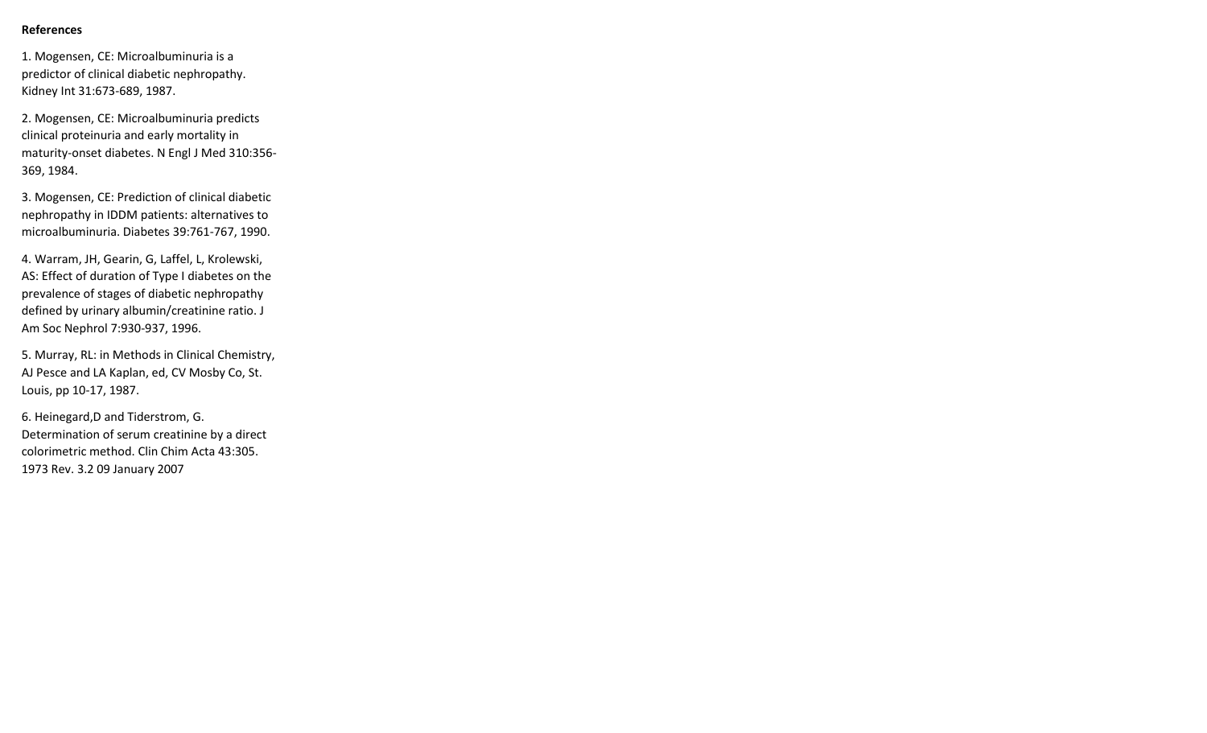**References**

1. Mogensen, CE: Microalbuminuria is a predictor of clinical diabetic nephropathy. Kidney Int 31:673-689, 1987.

2. Mogensen, CE: Microalbuminuria predicts clinical proteinuria and early mortality in maturity-onset diabetes. N Engl J Med 310:356-369, 1984.

3. Mogensen, CE: Prediction of clinical diabetic nephropathy in IDDM patients: alternatives to microalbuminuria. Diabetes 39:761-767, 1990.

4. Warram, JH, Gearin, G, Laffel, L, Krolewski, AS: Effect of duration of Type I diabetes on the prevalence of stages of diabetic nephropathy defined by urinary albumin/creatinine ratio. J Am Soc Nephrol 7:930-937, 1996.

5. Murray, RL: in Methods in Clinical Chemistry, AJ Pesce and LA Kaplan, ed, CV Mosby Co, St. Louis, pp 10-17, 1987.

6. Heinegard,D and Tiderstrom, G. Determination of serum creatinine by a direct colorimetric method. Clin Chim Acta 43:305. 1973 Rev. 3.2 09 January 2007